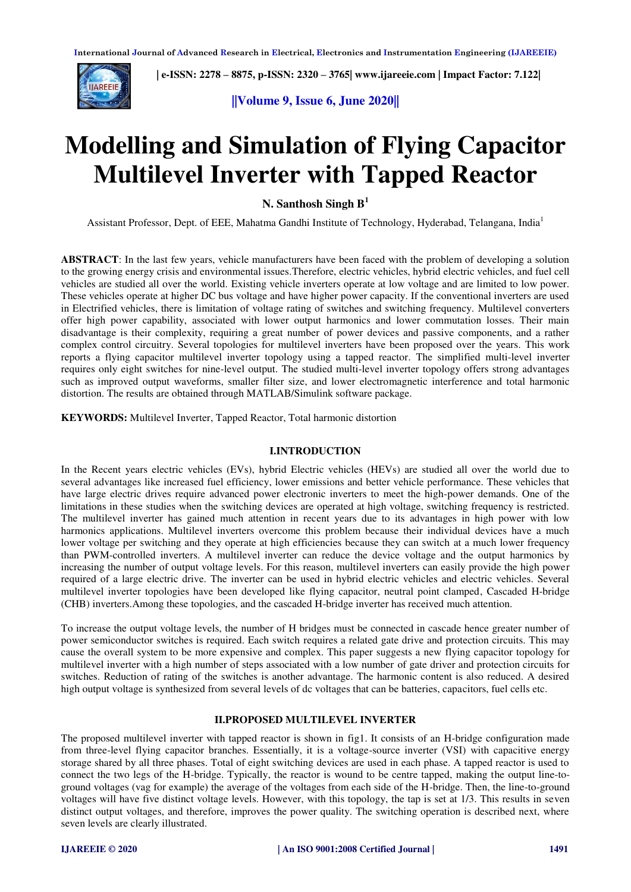# Modelling and Simulation of Flying Capacitor Multilevel Inverter with Tapped Reactor

**N. Santhosh Singh B[1]**

Assistant Professor, Dept. of EEE, Mahatma Gandhi Institute of Technology, Hyderabad, Telangana, India[1]

**ABSTRACT**: In the last few years, vehicle manufacturers have been faced with the problem of developing a solution to the growing energy crisis and environmental issues.Therefore, electric vehicles, hybrid electric vehicles, and fuel cell vehicles are studied all over the world. Existing vehicle inverters operate at low voltage and are limited to low power. These vehicles operate at higher DC bus voltage and have higher power capacity. If the conventional inverters are used in Electrified vehicles, there is limitation of voltage rating of switches and switching frequency. Multilevel converters offer high power capability, associated with lower output harmonics and lower commutation losses. Their main disadvantage is their complexity, requiring a great number of power devices and passive components, and a rather complex control circuitry. Several topologies for multilevel inverters have been proposed over the years. This work reports a flying capacitor multilevel inverter topology using a tapped reactor. The simplified multi-level inverter requires only eight switches for nine-level output. The studied multi-level inverter topology offers strong advantages such as improved output waveforms, smaller filter size, and lower electromagnetic interference and total harmonic distortion. The results are obtained through MATLAB/Simulink software package.

**KEYWORDS:** Multilevel Inverter, Tapped Reactor, Total harmonic distortion

## I.INTRODUCTION

In the Recent years electric vehicles (EVs), hybrid Electric vehicles (HEVs) are studied all over the world due to several advantages like increased fuel efficiency, lower emissions and better vehicle performance. These vehicles that have large electric drives require advanced power electronic inverters to meet the high-power demands. One of the limitations in these studies when the switching devices are operated at high voltage, switching frequency is restricted. The multilevel inverter has gained much attention in recent years due to its advantages in high power with low harmonics applications. Multilevel inverters overcome this problem because their individual devices have a much lower voltage per switching and they operate at high efficiencies because they can switch at a much lower frequency than PWM-controlled inverters. A multilevel inverter can reduce the device voltage and the output harmonics by increasing the number of output voltage levels. For this reason, multilevel inverters can easily provide the high power required of a large electric drive. The inverter can be used in hybrid electric vehicles and electric vehicles. Several multilevel inverter topologies have been developed like flying capacitor, neutral point clamped, Cascaded H-bridge (CHB) inverters.Among these topologies, and the cascaded H-bridge inverter has received much attention.

To increase the output voltage levels, the number of H bridges must be connected in cascade hence greater number of power semiconductor switches is required. Each switch requires a related gate drive and protection circuits. This may cause the overall system to be more expensive and complex. This paper suggests a new flying capacitor topology for multilevel inverter with a high number of steps associated with a low number of gate driver and protection circuits for switches. Reduction of rating of the switches is another advantage. The harmonic content is also reduced. A desired high output voltage is synthesized from several levels of dc voltages that can be batteries, capacitors, fuel cells etc.

## II.PROPOSED MULTILEVEL INVERTER

The proposed multilevel inverter with tapped reactor is shown in fig1. It consists of an H-bridge configuration made from three-level flying capacitor branches. Essentially, it is a voltage-source inverter (VSI) with capacitive energy storage shared by all three phases. Total of eight switching devices are used in each phase. A tapped reactor is used to connect the two legs of the H-bridge. Typically, the reactor is wound to be centre tapped, making the output line-to-ground voltages (vag for example) the average of the voltages from each side of the H-bridge. Then, the line-to-ground voltages will have five distinct voltage levels. However, with this topology, the tap is set at 1/3. This results in seven distinct output voltages, and therefore, improves the power quality. The switching operation is described next, where seven levels are clearly illustrated.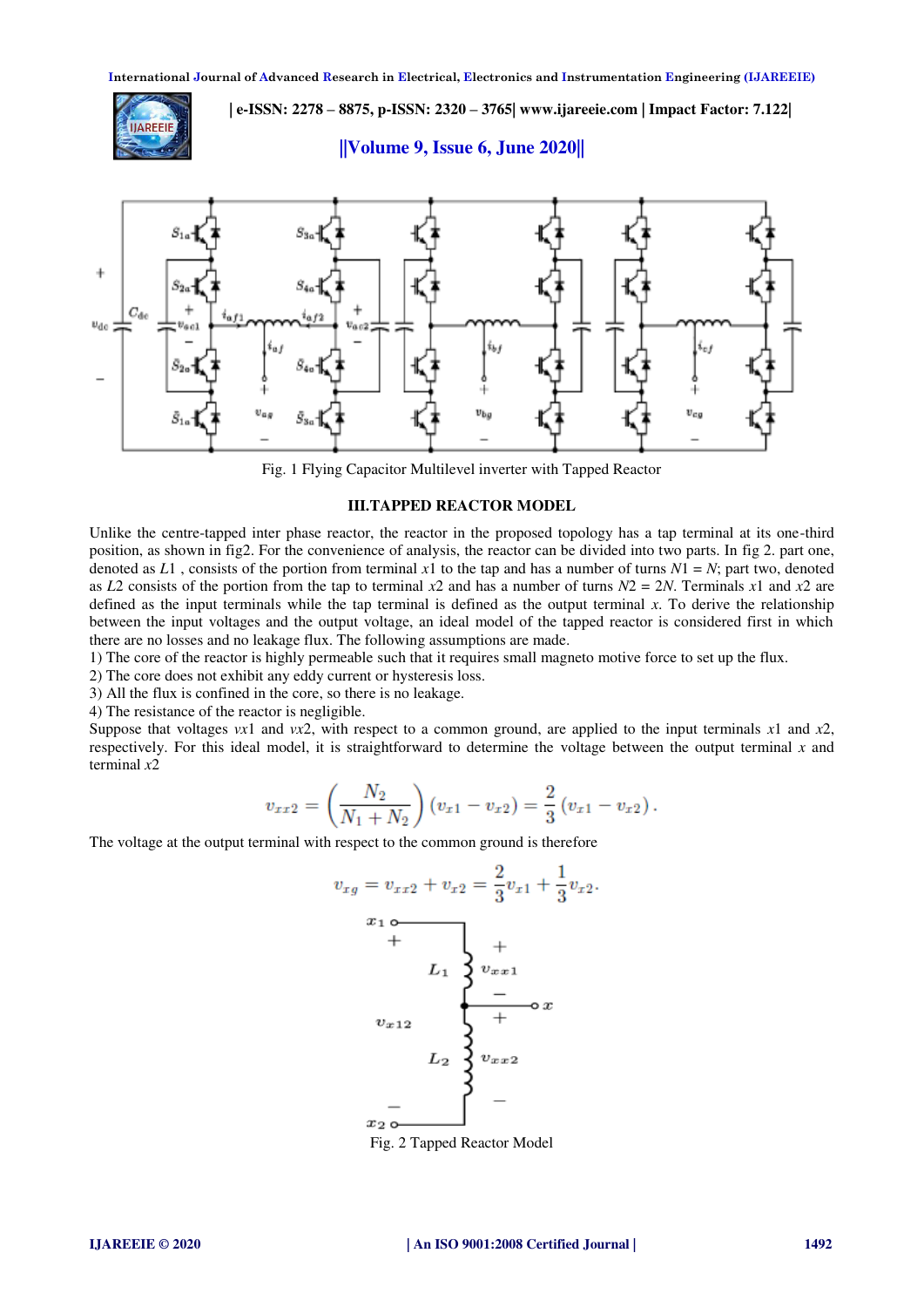Fig. 1 Flying Capacitor Multilevel inverter with Tapped Reactor

### III.TAPPED REACTOR MODEL

Unlike the centre-tapped inter phase reactor, the reactor in the proposed topology has a tap terminal at its one-third position, as shown in fig2. For the convenience of analysis, the reactor can be divided into two parts. In fig 2. part one, denoted as $L1$ , consists of the portion from terminal $x1$ to the tap and has a number of turns $N1 = N$; part two, denoted as $L2$ consists of the portion from the tap to terminal $x2$ and has a number of turns $N2 = 2N$. Terminals $x1$ and $x2$ are defined as the input terminals while the tap terminal is defined as the output terminal $x$. To derive the relationship between the input voltages and the output voltage, an ideal model of the tapped reactor is considered first in which there are no losses and no leakage flux. The following assumptions are made.

1) The core of the reactor is highly permeable such that it requires small magneto motive force to set up the flux.
2) The core does not exhibit any eddy current or hysteresis loss.
3) All the flux is confined in the core, so there is no leakage.
4) The resistance of the reactor is negligible.

Suppose that voltages $vx1$ and $vx2$, with respect to a common ground, are applied to the input terminals $x1$ and $x2$, respectively. For this ideal model, it is straightforward to determine the voltage between the output terminal $x$ and terminal $x2$

$$v_{xx2} = \left(\frac{N_2}{N_1 + N_2}\right)(v_{x1} - v_{x2}) = \frac{2}{3}(v_{x1} - v_{x2}).$$

The voltage at the output terminal with respect to the common ground is therefore

$$v_{xg} = v_{xx2} + v_{x2} = \frac{2}{3}v_{x1} + \frac{1}{3}v_{x2}.$$

Fig. 2 Tapped Reactor Model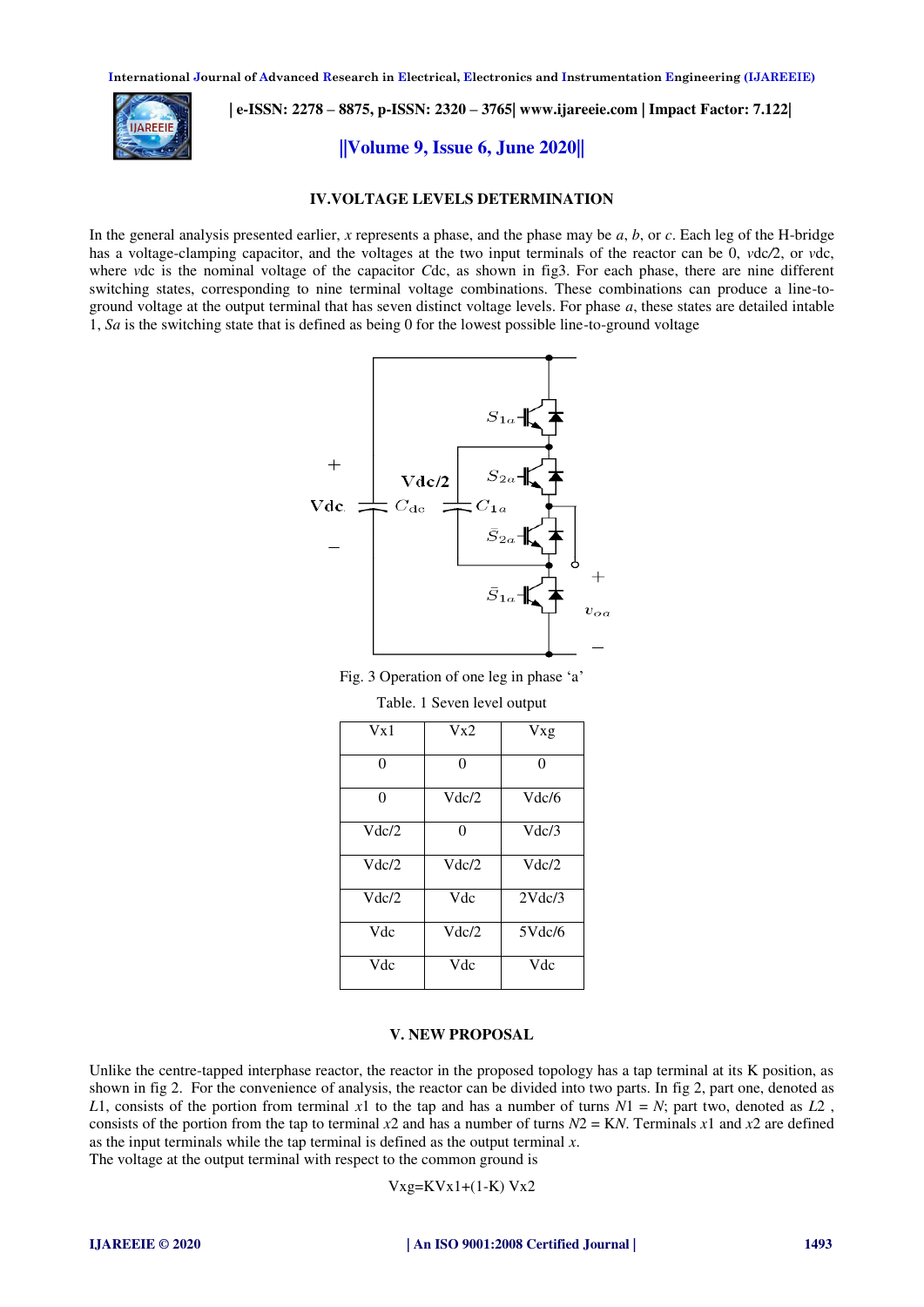## IV.VOLTAGE LEVELS DETERMINATION

In the general analysis presented earlier, $x$ represents a phase, and the phase may be $a$, $b$, or $c$. Each leg of the H-bridge has a voltage-clamping capacitor, and the voltages at the two input terminals of the reactor can be 0, $v_{dc}/2$, or $v_{dc}$, where $v_{dc}$ is the nominal voltage of the capacitor $C_{dc}$, as shown in fig3. For each phase, there are nine different switching states, corresponding to nine terminal voltage combinations. These combinations can produce a line-to-ground voltage at the output terminal that has seven distinct voltage levels. For phase $a$, these states are detailed intable 1, $S_a$ is the switching state that is defined as being 0 for the lowest possible line-to-ground voltage

Fig. 3 Operation of one leg in phase 'a'

Table. 1 Seven level output

| Vx1 | Vx2 | Vxg |
|---|---|---|
| 0 | 0 | 0 |
| 0 | Vdc/2 | Vdc/6 |
| Vdc/2 | 0 | Vdc/3 |
| Vdc/2 | Vdc/2 | Vdc/2 |
| Vdc/2 | Vdc | 2Vdc/3 |
| Vdc | Vdc/2 | 5Vdc/6 |
| Vdc | Vdc | Vdc |

## V. NEW PROPOSAL

Unlike the centre-tapped interphase reactor, the reactor in the proposed topology has a tap terminal at its K position, as shown in fig 2. For the convenience of analysis, the reactor can be divided into two parts. In fig 2, part one, denoted as $L1$, consists of the portion from terminal $x1$ to the tap and has a number of turns $N1 = N$; part two, denoted as $L2$, consists of the portion from the tap to terminal $x2$ and has a number of turns $N2 = KN$. Terminals $x1$ and $x2$ are defined as the input terminals while the tap terminal is defined as the output terminal $x$.

The voltage at the output terminal with respect to the common ground is

$$V_{xg}=KV_{x1}+(1-K)\,V_{x2}$$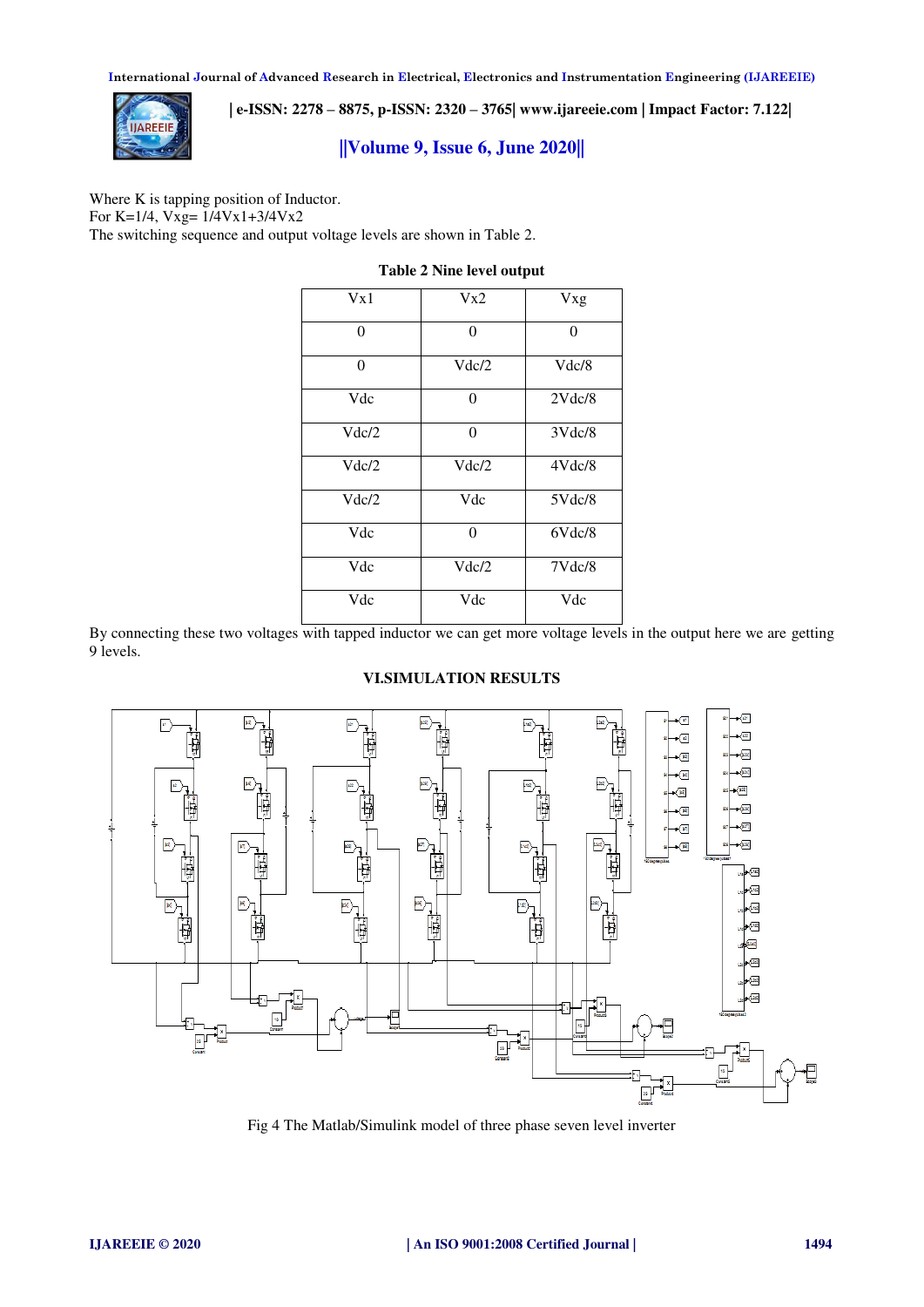Where K is tapping position of Inductor.
For $K=1/4$, $V_{xg}= 1/4V_{x1}+3/4V_{x2}$
The switching sequence and output voltage levels are shown in Table 2.

**Table 2 Nine level output**

| Vx1 | Vx2 | Vxg |
|---|---|---|
| 0 | 0 | 0 |
| 0 | Vdc/2 | Vdc/8 |
| Vdc | 0 | 2Vdc/8 |
| Vdc/2 | 0 | 3Vdc/8 |
| Vdc/2 | Vdc/2 | 4Vdc/8 |
| Vdc/2 | Vdc | 5Vdc/8 |
| Vdc | 0 | 6Vdc/8 |
| Vdc | Vdc/2 | 7Vdc/8 |
| Vdc | Vdc | Vdc |

By connecting these two voltages with tapped inductor we can get more voltage levels in the output here we are getting 9 levels.

## VI.SIMULATION RESULTS

Fig 4 The Matlab/Simulink model of three phase seven level inverter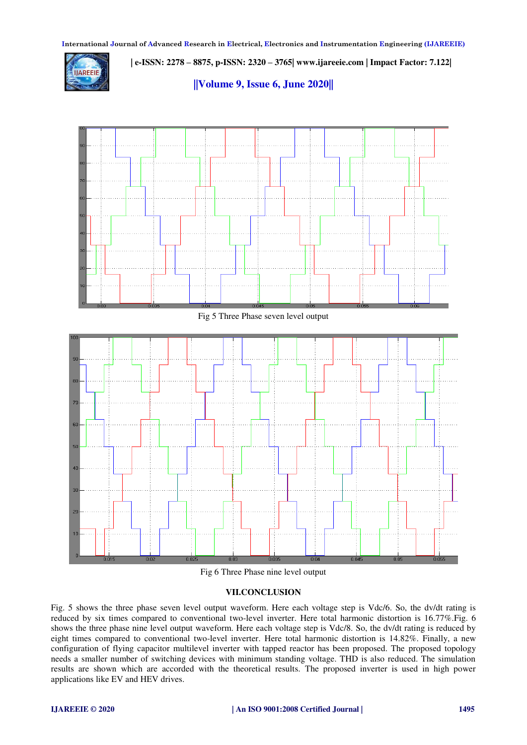Fig 5 Three Phase seven level output

Fig 6 Three Phase nine level output

## VII.CONCLUSION

Fig. 5 shows the three phase seven level output waveform. Here each voltage step is Vdc/6. So, the dv/dt rating is reduced by six times compared to conventional two-level inverter. Here total harmonic distortion is 16.77%.Fig. 6 shows the three phase nine level output waveform. Here each voltage step is Vdc/8. So, the dv/dt rating is reduced by eight times compared to conventional two-level inverter. Here total harmonic distortion is 14.82%. Finally, a new configuration of flying capacitor multilevel inverter with tapped reactor has been proposed. The proposed topology needs a smaller number of switching devices with minimum standing voltage. THD is also reduced. The simulation results are shown which are accorded with the theoretical results. The proposed inverter is used in high power applications like EV and HEV drives.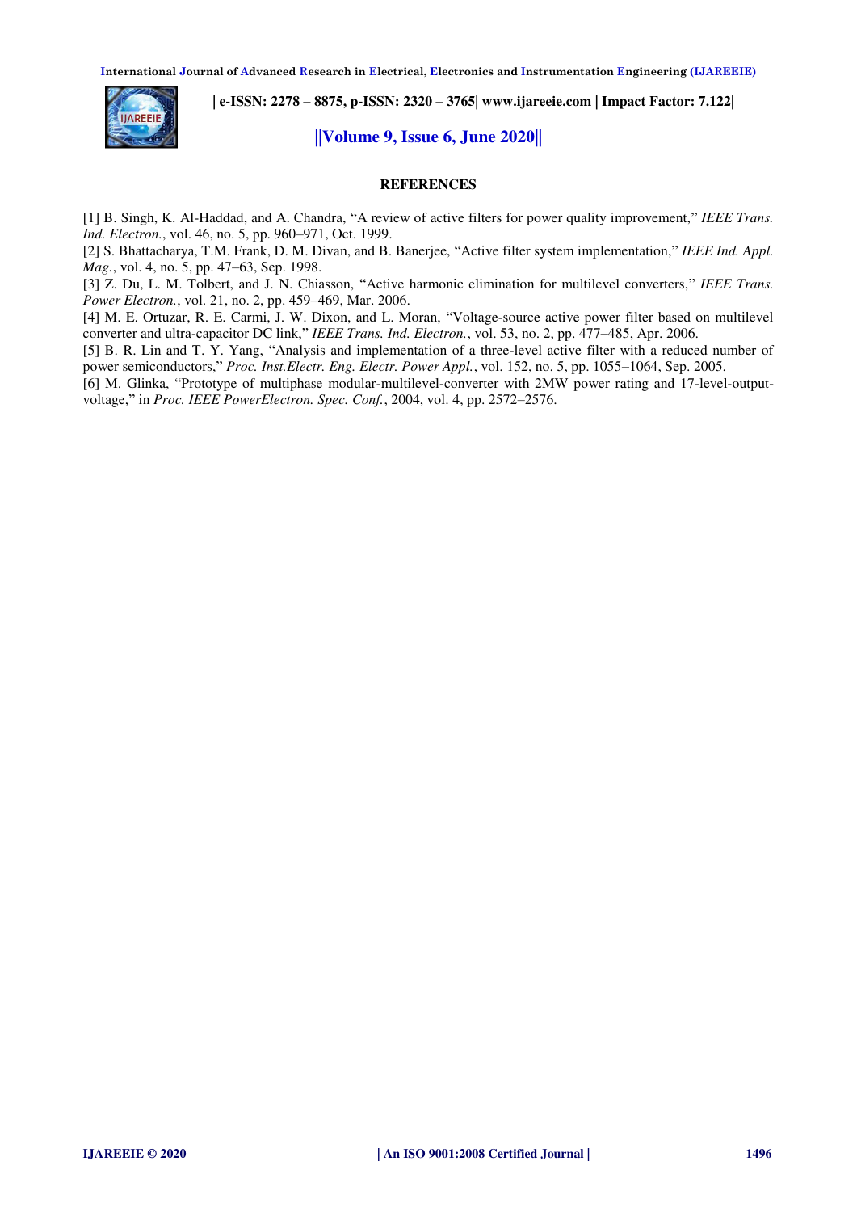## REFERENCES

[1] B. Singh, K. Al-Haddad, and A. Chandra, "A review of active filters for power quality improvement," *IEEE Trans. Ind. Electron.*, vol. 46, no. 5, pp. 960–971, Oct. 1999.

[2] S. Bhattacharya, T.M. Frank, D. M. Divan, and B. Banerjee, "Active filter system implementation," *IEEE Ind. Appl. Mag.*, vol. 4, no. 5, pp. 47–63, Sep. 1998.

[3] Z. Du, L. M. Tolbert, and J. N. Chiasson, "Active harmonic elimination for multilevel converters," *IEEE Trans. Power Electron.*, vol. 21, no. 2, pp. 459–469, Mar. 2006.

[4] M. E. Ortuzar, R. E. Carmi, J. W. Dixon, and L. Moran, "Voltage-source active power filter based on multilevel converter and ultra-capacitor DC link," *IEEE Trans. Ind. Electron.*, vol. 53, no. 2, pp. 477–485, Apr. 2006.

[5] B. R. Lin and T. Y. Yang, "Analysis and implementation of a three-level active filter with a reduced number of power semiconductors," *Proc. Inst.Electr. Eng. Electr. Power Appl.*, vol. 152, no. 5, pp. 1055–1064, Sep. 2005.

[6] M. Glinka, "Prototype of multiphase modular-multilevel-converter with 2MW power rating and 17-level-output-voltage," in *Proc. IEEE PowerElectron. Spec. Conf.*, 2004, vol. 4, pp. 2572–2576.